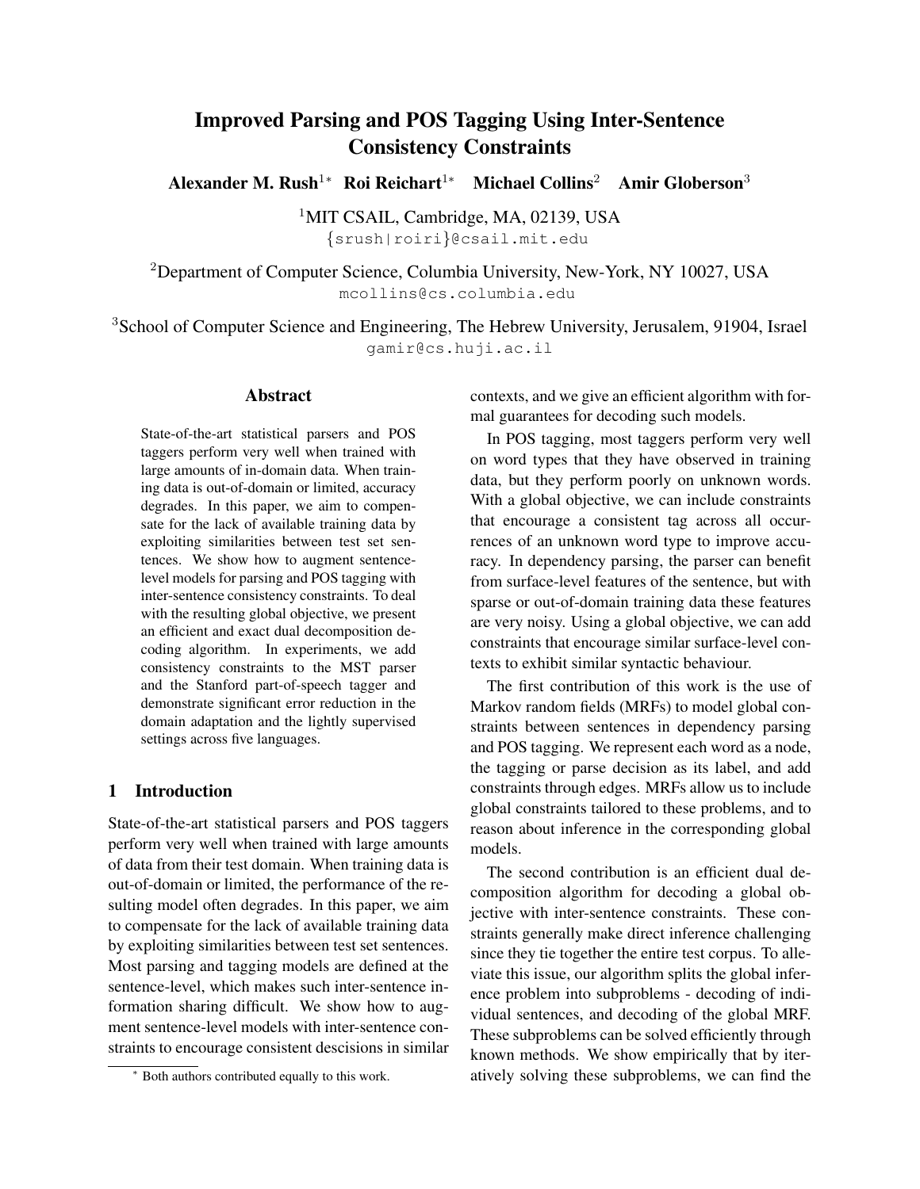# Improved Parsing and POS Tagging Using Inter-Sentence Consistency Constraints

**Alexander M. Rush**[1*] **Roi Reichart**[1*] **Michael Collins**[2] **Amir Globerson**[3]

[1]MIT CSAIL, Cambridge, MA, 02139, USA
{srush|roiri}@csail.mit.edu

[2]Department of Computer Science, Columbia University, New-York, NY 10027, USA
mcollins@cs.columbia.edu

[3]School of Computer Science and Engineering, The Hebrew University, Jerusalem, 91904, Israel
gamir@cs.huji.ac.il

## Abstract

State-of-the-art statistical parsers and POS taggers perform very well when trained with large amounts of in-domain data. When training data is out-of-domain or limited, accuracy degrades. In this paper, we aim to compensate for the lack of available training data by exploiting similarities between test set sentences. We show how to augment sentence-level models for parsing and POS tagging with inter-sentence consistency constraints. To deal with the resulting global objective, we present an efficient and exact dual decomposition decoding algorithm. In experiments, we add consistency constraints to the MST parser and the Stanford part-of-speech tagger and demonstrate significant error reduction in the domain adaptation and the lightly supervised settings across five languages.

## 1 Introduction

State-of-the-art statistical parsers and POS taggers perform very well when trained with large amounts of data from their test domain. When training data is out-of-domain or limited, the performance of the resulting model often degrades. In this paper, we aim to compensate for the lack of available training data by exploiting similarities between test set sentences. Most parsing and tagging models are defined at the sentence-level, which makes such inter-sentence information sharing difficult. We show how to augment sentence-level models with inter-sentence constraints to encourage consistent descisions in similar contexts, and we give an efficient algorithm with formal guarantees for decoding such models.

In POS tagging, most taggers perform very well on word types that they have observed in training data, but they perform poorly on unknown words. With a global objective, we can include constraints that encourage a consistent tag across all occurrences of an unknown word type to improve accuracy. In dependency parsing, the parser can benefit from surface-level features of the sentence, but with sparse or out-of-domain training data these features are very noisy. Using a global objective, we can add constraints that encourage similar surface-level contexts to exhibit similar syntactic behaviour.

The first contribution of this work is the use of Markov random fields (MRFs) to model global constraints between sentences in dependency parsing and POS tagging. We represent each word as a node, the tagging or parse decision as its label, and add constraints through edges. MRFs allow us to include global constraints tailored to these problems, and to reason about inference in the corresponding global models.

The second contribution is an efficient dual decomposition algorithm for decoding a global objective with inter-sentence constraints. These constraints generally make direct inference challenging since they tie together the entire test corpus. To alleviate this issue, our algorithm splits the global inference problem into subproblems - decoding of individual sentences, and decoding of the global MRF. These subproblems can be solved efficiently through known methods. We show empirically that by iteratively solving these subproblems, we can find the

[*] Both authors contributed equally to this work.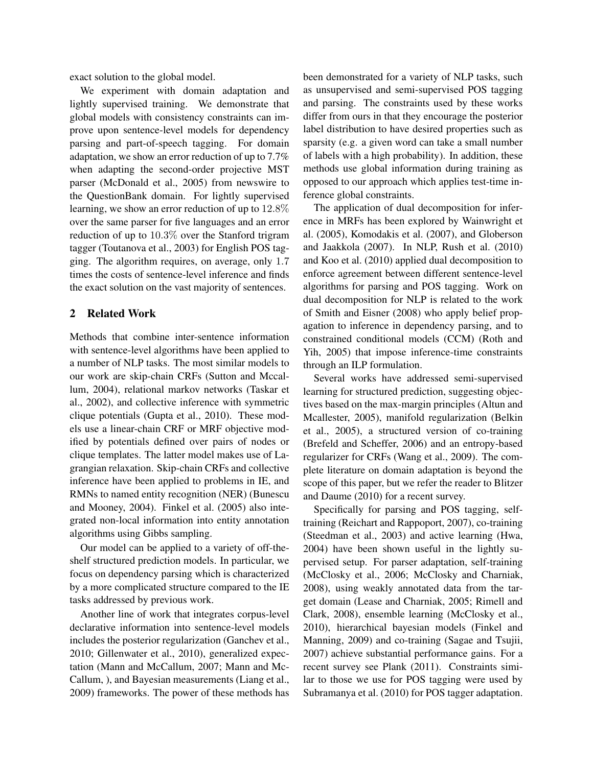exact solution to the global model.

We experiment with domain adaptation and lightly supervised training. We demonstrate that global models with consistency constraints can improve upon sentence-level models for dependency parsing and part-of-speech tagging. For domain adaptation, we show an error reduction of up to 7.7% when adapting the second-order projective MST parser (McDonald et al., 2005) from newswire to the QuestionBank domain. For lightly supervised learning, we show an error reduction of up to $12.8\%$ over the same parser for five languages and an error reduction of up to $10.3\%$ over the Stanford trigram tagger (Toutanova et al., 2003) for English POS tagging. The algorithm requires, on average, only $1.7$ times the costs of sentence-level inference and finds the exact solution on the vast majority of sentences.

## 2 Related Work

Methods that combine inter-sentence information with sentence-level algorithms have been applied to a number of NLP tasks. The most similar models to our work are skip-chain CRFs (Sutton and Mccallum, 2004), relational markov networks (Taskar et al., 2002), and collective inference with symmetric clique potentials (Gupta et al., 2010). These models use a linear-chain CRF or MRF objective modified by potentials defined over pairs of nodes or clique templates. The latter model makes use of Lagrangian relaxation. Skip-chain CRFs and collective inference have been applied to problems in IE, and RMNs to named entity recognition (NER) (Bunescu and Mooney, 2004). Finkel et al. (2005) also integrated non-local information into entity annotation algorithms using Gibbs sampling.

Our model can be applied to a variety of off-the-shelf structured prediction models. In particular, we focus on dependency parsing which is characterized by a more complicated structure compared to the IE tasks addressed by previous work.

Another line of work that integrates corpus-level declarative information into sentence-level models includes the posterior regularization (Ganchev et al., 2010; Gillenwater et al., 2010), generalized expectation (Mann and McCallum, 2007; Mann and McCallum, ), and Bayesian measurements (Liang et al., 2009) frameworks. The power of these methods has been demonstrated for a variety of NLP tasks, such as unsupervised and semi-supervised POS tagging and parsing. The constraints used by these works differ from ours in that they encourage the posterior label distribution to have desired properties such as sparsity (e.g. a given word can take a small number of labels with a high probability). In addition, these methods use global information during training as opposed to our approach which applies test-time inference global constraints.

The application of dual decomposition for inference in MRFs has been explored by Wainwright et al. (2005), Komodakis et al. (2007), and Globerson and Jaakkola (2007). In NLP, Rush et al. (2010) and Koo et al. (2010) applied dual decomposition to enforce agreement between different sentence-level algorithms for parsing and POS tagging. Work on dual decomposition for NLP is related to the work of Smith and Eisner (2008) who apply belief propagation to inference in dependency parsing, and to constrained conditional models (CCM) (Roth and Yih, 2005) that impose inference-time constraints through an ILP formulation.

Several works have addressed semi-supervised learning for structured prediction, suggesting objectives based on the max-margin principles (Altun and Mcallester, 2005), manifold regularization (Belkin et al., 2005), a structured version of co-training (Brefeld and Scheffer, 2006) and an entropy-based regularizer for CRFs (Wang et al., 2009). The complete literature on domain adaptation is beyond the scope of this paper, but we refer the reader to Blitzer and Daume (2010) for a recent survey.

Specifically for parsing and POS tagging, self-training (Reichart and Rappoport, 2007), co-training (Steedman et al., 2003) and active learning (Hwa, 2004) have been shown useful in the lightly supervised setup. For parser adaptation, self-training (McClosky et al., 2006; McClosky and Charniak, 2008), using weakly annotated data from the target domain (Lease and Charniak, 2005; Rimell and Clark, 2008), ensemble learning (McClosky et al., 2010), hierarchical bayesian models (Finkel and Manning, 2009) and co-training (Sagae and Tsujii, 2007) achieve substantial performance gains. For a recent survey see Plank (2011). Constraints similar to those we use for POS tagging were used by Subramanya et al. (2010) for POS tagger adaptation.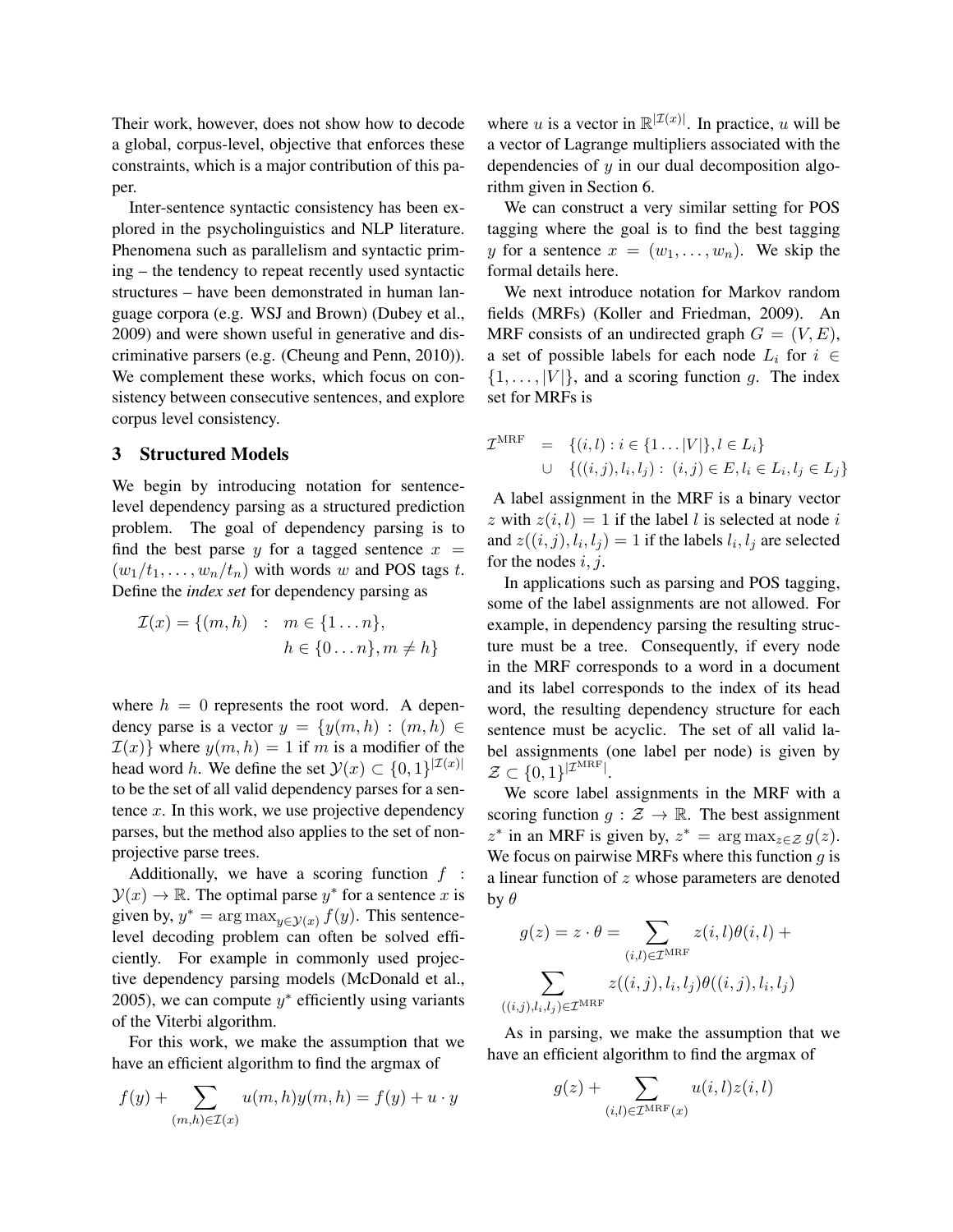Their work, however, does not show how to decode a global, corpus-level, objective that enforces these constraints, which is a major contribution of this paper.

Inter-sentence syntactic consistency has been explored in the psycholinguistics and NLP literature. Phenomena such as parallelism and syntactic priming – the tendency to repeat recently used syntactic structures – have been demonstrated in human language corpora (e.g. WSJ and Brown) (Dubey et al., 2009) and were shown useful in generative and discriminative parsers (e.g. (Cheung and Penn, 2010)). We complement these works, which focus on consistency between consecutive sentences, and explore corpus level consistency.

## 3 Structured Models

We begin by introducing notation for sentence-level dependency parsing as a structured prediction problem. The goal of dependency parsing is to find the best parse $y$ for a tagged sentence $x = (w_1/t_1, \ldots, w_n/t_n)$ with words $w$ and POS tags $t$. Define the *index set* for dependency parsing as

$$\mathcal{I}(x) = \{(m, h) \ : \ m \in \{1 \ldots n\}, \\ h \in \{0 \ldots n\}, m \neq h\}$$

where $h = 0$ represents the root word. A dependency parse is a vector $y = \{y(m, h) : (m, h) \in \mathcal{I}(x)\}$ where $y(m, h) = 1$ if $m$ is a modifier of the head word $h$. We define the set $\mathcal{Y}(x) \subset \{0, 1\}^{|\mathcal{I}(x)|}$ to be the set of all valid dependency parses for a sentence $x$. In this work, we use projective dependency parses, but the method also applies to the set of non-projective parse trees.

Additionally, we have a scoring function $f : \mathcal{Y}(x) \rightarrow \mathbb{R}$. The optimal parse $y^*$ for a sentence $x$ is given by, $y^* = \arg\max_{y \in \mathcal{Y}(x)} f(y)$. This sentence-level decoding problem can often be solved efficiently. For example in commonly used projective dependency parsing models (McDonald et al., 2005), we can compute $y^*$ efficiently using variants of the Viterbi algorithm.

For this work, we make the assumption that we have an efficient algorithm to find the argmax of

$$f(y) + \sum_{(m,h) \in \mathcal{I}(x)} u(m, h) y(m, h) = f(y) + u \cdot y$$

where $u$ is a vector in $\mathbb{R}^{|\mathcal{I}(x)|}$. In practice, $u$ will be a vector of Lagrange multipliers associated with the dependencies of $y$ in our dual decomposition algorithm given in Section 6.

We can construct a very similar setting for POS tagging where the goal is to find the best tagging $y$ for a sentence $x = (w_1, \ldots, w_n)$. We skip the formal details here.

We next introduce notation for Markov random fields (MRFs) (Koller and Friedman, 2009). An MRF consists of an undirected graph $G = (V, E)$, a set of possible labels for each node $L_i$ for $i \in \{1, \ldots, |V|\}$, and a scoring function $g$. The index set for MRFs is

$$\begin{aligned} \mathcal{I}^{\text{MRF}} \ &= \ \{(i, l) : i \in \{1 \ldots |V|\}, l \in L_i\} \\ &\cup \ \{((i, j), l_i, l_j) : \ (i, j) \in E, l_i \in L_i, l_j \in L_j\} \end{aligned}$$

A label assignment in the MRF is a binary vector $z$ with $z(i, l) = 1$ if the label $l$ is selected at node $i$ and $z((i, j), l_i, l_j) = 1$ if the labels $l_i, l_j$ are selected for the nodes $i, j$.

In applications such as parsing and POS tagging, some of the label assignments are not allowed. For example, in dependency parsing the resulting structure must be a tree. Consequently, if every node in the MRF corresponds to a word in a document and its label corresponds to the index of its head word, the resulting dependency structure for each sentence must be acyclic. The set of all valid label assignments (one label per node) is given by $\mathcal{Z} \subset \{0, 1\}^{|\mathcal{I}^{\text{MRF}}|}$.

We score label assignments in the MRF with a scoring function $g : \mathcal{Z} \rightarrow \mathbb{R}$. The best assignment $z^*$ in an MRF is given by, $z^* = \arg\max_{z \in \mathcal{Z}} g(z)$. We focus on pairwise MRFs where this function $g$ is a linear function of $z$ whose parameters are denoted by $\theta$

$$g(z) = z \cdot \theta = \sum_{(i,l) \in \mathcal{I}^{\text{MRF}}} z(i, l) \theta(i, l) + \\ \sum_{((i,j), l_i, l_j) \in \mathcal{I}^{\text{MRF}}} z((i, j), l_i, l_j) \theta((i, j), l_i, l_j)$$

As in parsing, we make the assumption that we have an efficient algorithm to find the argmax of

$$g(z) + \sum_{(i,l) \in \mathcal{I}^{\text{MRF}}(x)} u(i, l) z(i, l)$$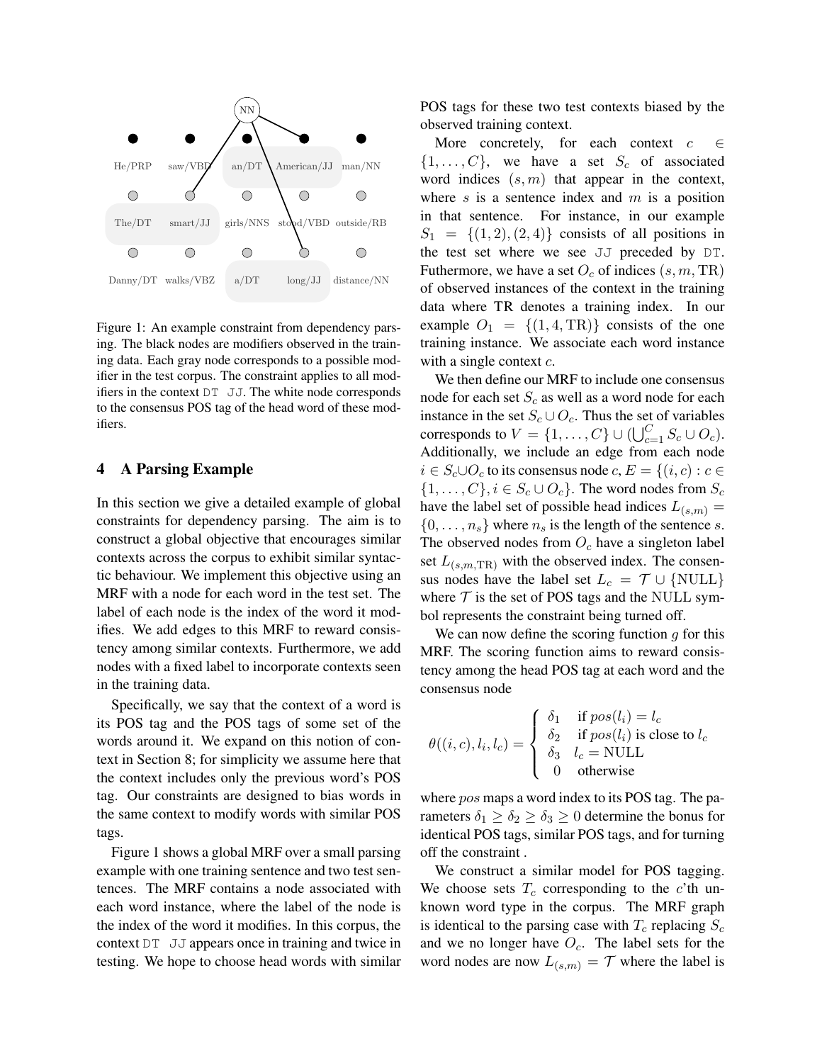Figure 1: An example constraint from dependency parsing. The black nodes are modifiers observed in the training data. Each gray node corresponds to a possible modifier in the test corpus. The constraint applies to all modifiers in the context DT JJ. The white node corresponds to the consensus POS tag of the head word of these modifiers.

## 4 A Parsing Example

In this section we give a detailed example of global constraints for dependency parsing. The aim is to construct a global objective that encourages similar contexts across the corpus to exhibit similar syntactic behaviour. We implement this objective using an MRF with a node for each word in the test set. The label of each node is the index of the word it modifies. We add edges to this MRF to reward consistency among similar contexts. Furthermore, we add nodes with a fixed label to incorporate contexts seen in the training data.

Specifically, we say that the context of a word is its POS tag and the POS tags of some set of the words around it. We expand on this notion of context in Section 8; for simplicity we assume here that the context includes only the previous word's POS tag. Our constraints are designed to bias words in the same context to modify words with similar POS tags.

Figure 1 shows a global MRF over a small parsing example with one training sentence and two test sentences. The MRF contains a node associated with each word instance, where the label of the node is the index of the word it modifies. In this corpus, the context DT JJ appears once in training and twice in testing. We hope to choose head words with similar POS tags for these two test contexts biased by the observed training context.

More concretely, for each context $c \in \{1, \dots, C\}$, we have a set $S_c$ of associated word indices $(s, m)$ that appear in the context, where $s$ is a sentence index and $m$ is a position in that sentence. For instance, in our example $S_1 = \{(1, 2), (2, 4)\}$ consists of all positions in the test set where we see JJ preceded by DT. Futhermore, we have a set $O_c$ of indices $(s, m, \text{TR})$ of observed instances of the context in the training data where TR denotes a training index. In our example $O_1 = \{(1, 4, \text{TR})\}$ consists of the one training instance. We associate each word instance with a single context $c$.

We then define our MRF to include one consensus node for each set $S_c$ as well as a word node for each instance in the set $S_c \cup O_c$. Thus the set of variables corresponds to $V = \{1, \dots, C\} \cup (\bigcup_{c=1}^{C} S_c \cup O_c)$. Additionally, we include an edge from each node $i \in S_c \cup O_c$ to its consensus node $c$, $E = \{(i, c) : c \in \{1, \dots, C\}, i \in S_c \cup O_c\}$. The word nodes from $S_c$ have the label set of possible head indices $L_{(s,m)} = \{0, \dots, n_s\}$ where $n_s$ is the length of the sentence $s$. The observed nodes from $O_c$ have a singleton label set $L_{(s,m,\text{TR})}$ with the observed index. The consensus nodes have the label set $L_c = \mathcal{T} \cup \{\text{NULL}\}$ where $\mathcal{T}$ is the set of POS tags and the NULL symbol represents the constraint being turned off.

We can now define the scoring function $g$ for this MRF. The scoring function aims to reward consistency among the head POS tag at each word and the consensus node

$$\theta((i, c), l_i, l_c) = \begin{cases} \delta_1 & \text{if } pos(l_i) = l_c \\ \delta_2 & \text{if } pos(l_i) \text{ is close to } l_c \\ \delta_3 & l_c = \text{NULL} \\ 0 & \text{otherwise} \end{cases}$$

where $pos$ maps a word index to its POS tag. The parameters $\delta_1 \geq \delta_2 \geq \delta_3 \geq 0$ determine the bonus for identical POS tags, similar POS tags, and for turning off the constraint .

We construct a similar model for POS tagging. We choose sets $T_c$ corresponding to the $c$'th unknown word type in the corpus. The MRF graph is identical to the parsing case with $T_c$ replacing $S_c$ and we no longer have $O_c$. The label sets for the word nodes are now $L_{(s,m)} = \mathcal{T}$ where the label is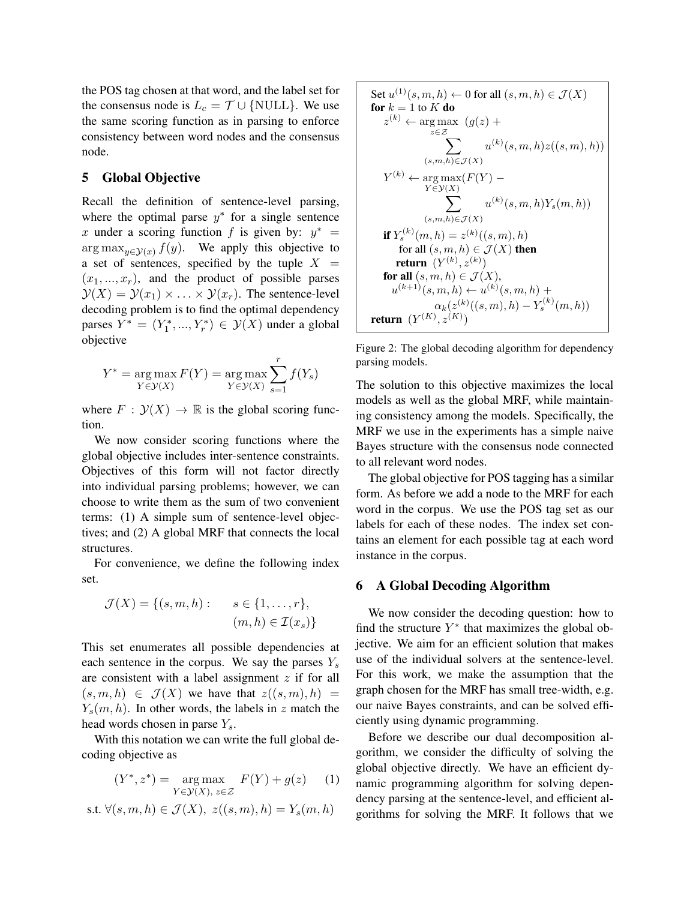the POS tag chosen at that word, and the label set for the consensus node is $L_c = \mathcal{T} \cup \{\text{NULL}\}$. We use the same scoring function as in parsing to enforce consistency between word nodes and the consensus node.

## 5 Global Objective

Recall the definition of sentence-level parsing, where the optimal parse $y^*$ for a single sentence $x$ under a scoring function $f$ is given by: $y^* = \arg\max_{y \in \mathcal{Y}(x)} f(y)$. We apply this objective to a set of sentences, specified by the tuple $X = (x_1, ..., x_r)$, and the product of possible parses $\mathcal{Y}(X) = \mathcal{Y}(x_1) \times \ldots \times \mathcal{Y}(x_r)$. The sentence-level decoding problem is to find the optimal dependency parses $Y^* = (Y_1^*, ..., Y_r^*) \in \mathcal{Y}(X)$ under a global objective

$$Y^* = \arg\max_{Y \in \mathcal{Y}(X)} F(Y) = \arg\max_{Y \in \mathcal{Y}(X)} \sum_{s=1}^{r} f(Y_s)$$

where $F : \mathcal{Y}(X) \rightarrow \mathbb{R}$ is the global scoring function.

We now consider scoring functions where the global objective includes inter-sentence constraints. Objectives of this form will not factor directly into individual parsing problems; however, we can choose to write them as the sum of two convenient terms: (1) A simple sum of sentence-level objectives; and (2) A global MRF that connects the local structures.

For convenience, we define the following index set.

$$\mathcal{J}(X) = \{(s, m, h) : \quad s \in \{1, \ldots, r\}, \\ (m, h) \in \mathcal{I}(x_s)\}$$

This set enumerates all possible dependencies at each sentence in the corpus. We say the parses $Y_s$ are consistent with a label assignment $z$ if for all $(s, m, h) \in \mathcal{J}(X)$ we have that $z((s, m), h) = Y_s(m, h)$. In other words, the labels in $z$ match the head words chosen in parse $Y_s$.

With this notation we can write the full global decoding objective as

$$(Y^*, z^*) = \arg\max_{Y \in \mathcal{Y}(X),\, z \in \mathcal{Z}} F(Y) + g(z) \quad (1)$$
$$\text{s.t. } \forall (s, m, h) \in \mathcal{J}(X),\ z((s, m), h) = Y_s(m, h)$$

```
Set u^(1)(s,m,h) ← 0 for all (s,m,h) ∈ J(X)
for k = 1 to K do
    z^(k) ← argmax_{z∈Z} (g(z) + Σ_{(s,m,h)∈J(X)} u^(k)(s,m,h) z((s,m),h))
    Y^(k) ← argmax_{Y∈Y(X)} (F(Y) − Σ_{(s,m,h)∈J(X)} u^(k)(s,m,h) Y_s(m,h))
    if Y_s^(k)(m,h) = z^(k)((s,m),h)
       for all (s,m,h) ∈ J(X) then
       return (Y^(k), z^(k))
    for all (s,m,h) ∈ J(X),
       u^(k+1)(s,m,h) ← u^(k)(s,m,h) +
            α_k(z^(k)((s,m),h) − Y_s^(k)(m,h))
return (Y^(K), z^(K))
```

Figure 2: The global decoding algorithm for dependency parsing models.

The solution to this objective maximizes the local models as well as the global MRF, while maintaining consistency among the models. Specifically, the MRF we use in the experiments has a simple naive Bayes structure with the consensus node connected to all relevant word nodes.

The global objective for POS tagging has a similar form. As before we add a node to the MRF for each word in the corpus. We use the POS tag set as our labels for each of these nodes. The index set contains an element for each possible tag at each word instance in the corpus.

## 6 A Global Decoding Algorithm

We now consider the decoding question: how to find the structure $Y^*$ that maximizes the global objective. We aim for an efficient solution that makes use of the individual solvers at the sentence-level. For this work, we make the assumption that the graph chosen for the MRF has small tree-width, e.g. our naive Bayes constraints, and can be solved efficiently using dynamic programming.

Before we describe our dual decomposition algorithm, we consider the difficulty of solving the global objective directly. We have an efficient dynamic programming algorithm for solving dependency parsing at the sentence-level, and efficient algorithms for solving the MRF. It follows that we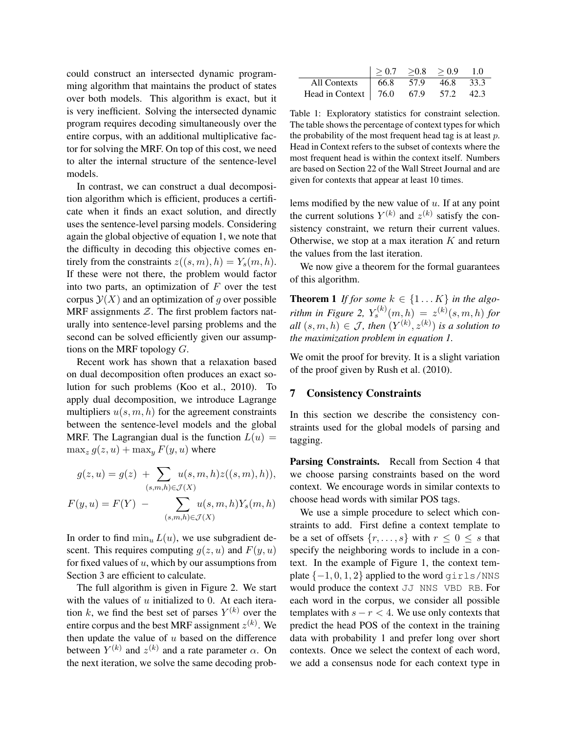could construct an intersected dynamic programming algorithm that maintains the product of states over both models. This algorithm is exact, but it is very inefficient. Solving the intersected dynamic program requires decoding simultaneously over the entire corpus, with an additional multiplicative factor for solving the MRF. On top of this cost, we need to alter the internal structure of the sentence-level models.

In contrast, we can construct a dual decomposition algorithm which is efficient, produces a certificate when it finds an exact solution, and directly uses the sentence-level parsing models. Considering again the global objective of equation 1, we note that the difficulty in decoding this objective comes entirely from the constraints $z((s, m), h) = Y_s(m, h)$. If these were not there, the problem would factor into two parts, an optimization of $F$ over the test corpus $\mathcal{Y}(X)$ and an optimization of $g$ over possible MRF assignments $\mathcal{Z}$. The first problem factors naturally into sentence-level parsing problems and the second can be solved efficiently given our assumptions on the MRF topology $G$.

Recent work has shown that a relaxation based on dual decomposition often produces an exact solution for such problems (Koo et al., 2010). To apply dual decomposition, we introduce Lagrange multipliers $u(s, m, h)$ for the agreement constraints between the sentence-level models and the global MRF. The Lagrangian dual is the function $L(u) = \max_z g(z, u) + \max_y F(y, u)$ where

$$g(z, u) = g(z) \; + \sum_{(s,m,h) \in \mathcal{J}(X)} u(s, m, h) z((s, m), h)),$$

$$F(y, u) = F(Y) \; - \sum_{(s,m,h) \in \mathcal{J}(X)} u(s, m, h) Y_s(m, h)$$

In order to find $\min_u L(u)$, we use subgradient descent. This requires computing $g(z, u)$ and $F(y, u)$ for fixed values of $u$, which by our assumptions from Section 3 are efficient to calculate.

The full algorithm is given in Figure 2. We start with the values of $u$ initialized to 0. At each iteration $k$, we find the best set of parses $Y^{(k)}$ over the entire corpus and the best MRF assignment $z^{(k)}$. We then update the value of $u$ based on the difference between $Y^{(k)}$ and $z^{(k)}$ and a rate parameter $\alpha$. On the next iteration, we solve the same decoding problems modified by the new value of $u$. If at any point the current solutions $Y^{(k)}$ and $z^{(k)}$ satisfy the consistency constraint, we return their current values. Otherwise, we stop at a max iteration $K$ and return the values from the last iteration.

|  | $\geq 0.7$ | $\geq 0.8$ | $\geq 0.9$ | 1.0 |
|---|---|---|---|---|
| All Contexts | 66.8 | 57.9 | 46.8 | 33.3 |
| Head in Context | 76.0 | 67.9 | 57.2 | 42.3 |

Table 1: Exploratory statistics for constraint selection. The table shows the percentage of context types for which the probability of the most frequent head tag is at least $p$. Head in Context refers to the subset of contexts where the most frequent head is within the context itself. Numbers are based on Section 22 of the Wall Street Journal and are given for contexts that appear at least 10 times.

We now give a theorem for the formal guarantees of this algorithm.

**Theorem 1** *If for some $k \in \{1 \dots K\}$ in the algorithm in Figure 2, $Y_s^{(k)}(m, h) = z^{(k)}(s, m, h)$ for all $(s, m, h) \in \mathcal{J}$, then $(Y^{(k)}, z^{(k)})$ is a solution to the maximization problem in equation 1.*

We omit the proof for brevity. It is a slight variation of the proof given by Rush et al. (2010).

## 7 Consistency Constraints

In this section we describe the consistency constraints used for the global models of parsing and tagging.

**Parsing Constraints.** Recall from Section 4 that we choose parsing constraints based on the word context. We encourage words in similar contexts to choose head words with similar POS tags.

We use a simple procedure to select which constraints to add. First define a context template to be a set of offsets $\{r, \dots, s\}$ with $r \leq 0 \leq s$ that specify the neighboring words to include in a context. In the example of Figure 1, the context template $\{-1, 0, 1, 2\}$ applied to the word `girls/NNS` would produce the context `JJ NNS VBD RB`. For each word in the corpus, we consider all possible templates with $s - r < 4$. We use only contexts that predict the head POS of the context in the training data with probability 1 and prefer long over short contexts. Once we select the context of each word, we add a consensus node for each context type in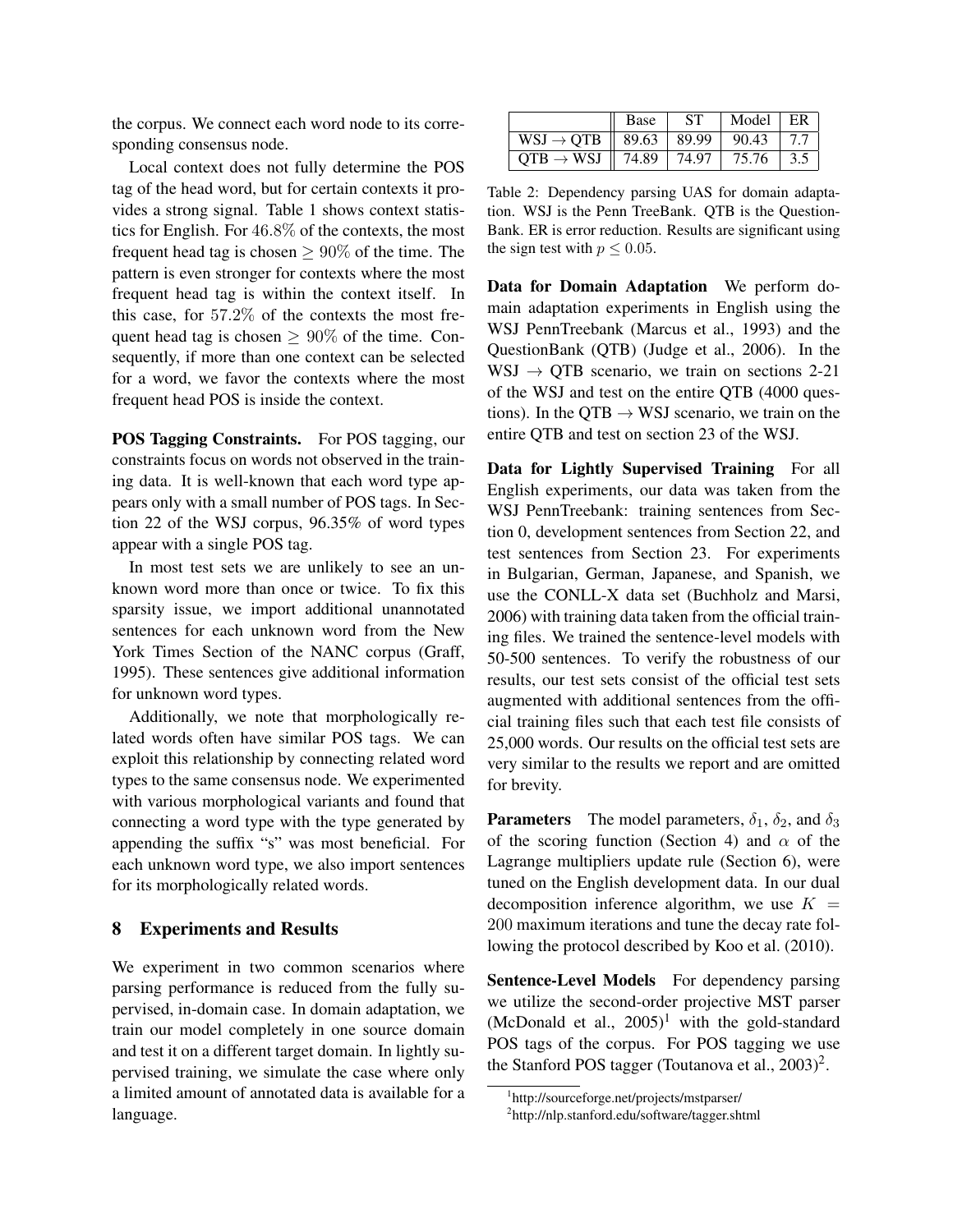the corpus. We connect each word node to its corresponding consensus node.

Local context does not fully determine the POS tag of the head word, but for certain contexts it provides a strong signal. Table 1 shows context statistics for English. For $46.8\%$ of the contexts, the most frequent head tag is chosen $\geq 90\%$ of the time. The pattern is even stronger for contexts where the most frequent head tag is within the context itself. In this case, for $57.2\%$ of the contexts the most frequent head tag is chosen $\geq 90\%$ of the time. Consequently, if more than one context can be selected for a word, we favor the contexts where the most frequent head POS is inside the context.

**POS Tagging Constraints.** For POS tagging, our constraints focus on words not observed in the training data. It is well-known that each word type appears only with a small number of POS tags. In Section 22 of the WSJ corpus, 96.35% of word types appear with a single POS tag.

In most test sets we are unlikely to see an unknown word more than once or twice. To fix this sparsity issue, we import additional unannotated sentences for each unknown word from the New York Times Section of the NANC corpus (Graff, 1995). These sentences give additional information for unknown word types.

Additionally, we note that morphologically related words often have similar POS tags. We can exploit this relationship by connecting related word types to the same consensus node. We experimented with various morphological variants and found that connecting a word type with the type generated by appending the suffix "s" was most beneficial. For each unknown word type, we also import sentences for its morphologically related words.

## 8 Experiments and Results

We experiment in two common scenarios where parsing performance is reduced from the fully supervised, in-domain case. In domain adaptation, we train our model completely in one source domain and test it on a different target domain. In lightly supervised training, we simulate the case where only a limited amount of annotated data is available for a language.

| | Base | ST | Model | ER |
|---|---|---|---|---|
| WSJ $\rightarrow$ QTB | 89.63 | 89.99 | 90.43 | 7.7 |
| QTB $\rightarrow$ WSJ | 74.89 | 74.97 | 75.76 | 3.5 |

Table 2: Dependency parsing UAS for domain adaptation. WSJ is the Penn TreeBank. QTB is the QuestionBank. ER is error reduction. Results are significant using the sign test with $p \leq 0.05$.

**Data for Domain Adaptation** We perform domain adaptation experiments in English using the WSJ PennTreebank (Marcus et al., 1993) and the QuestionBank (QTB) (Judge et al., 2006). In the WSJ $\rightarrow$ QTB scenario, we train on sections 2-21 of the WSJ and test on the entire QTB (4000 questions). In the QTB $\rightarrow$ WSJ scenario, we train on the entire QTB and test on section 23 of the WSJ.

**Data for Lightly Supervised Training** For all English experiments, our data was taken from the WSJ PennTreebank: training sentences from Section 0, development sentences from Section 22, and test sentences from Section 23. For experiments in Bulgarian, German, Japanese, and Spanish, we use the CONLL-X data set (Buchholz and Marsi, 2006) with training data taken from the official training files. We trained the sentence-level models with 50-500 sentences. To verify the robustness of our results, our test sets consist of the official test sets augmented with additional sentences from the official training files such that each test file consists of 25,000 words. Our results on the official test sets are very similar to the results we report and are omitted for brevity.

**Parameters** The model parameters, $\delta_1$, $\delta_2$, and $\delta_3$ of the scoring function (Section 4) and $\alpha$ of the Lagrange multipliers update rule (Section 6), were tuned on the English development data. In our dual decomposition inference algorithm, we use $K = 200$ maximum iterations and tune the decay rate following the protocol described by Koo et al. (2010).

**Sentence-Level Models** For dependency parsing we utilize the second-order projective MST parser (McDonald et al., 2005)[1] with the gold-standard POS tags of the corpus. For POS tagging we use the Stanford POS tagger (Toutanova et al., 2003)[2].

[1] http://sourceforge.net/projects/mstparser/

[2] http://nlp.stanford.edu/software/tagger.shtml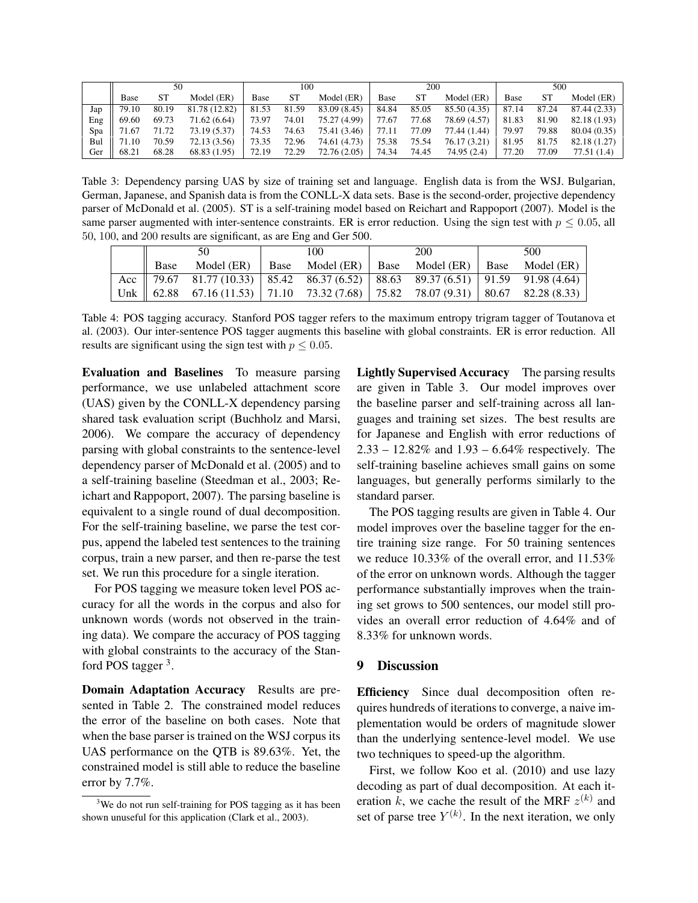| | 50 | | | 100 | | | 200 | | | 500 | | |
|---|---|---|---|---|---|---|---|---|---|---|---|---|
| | Base | ST | Model (ER) | Base | ST | Model (ER) | Base | ST | Model (ER) | Base | ST | Model (ER) |
| Jap | 79.10 | 80.19 | 81.78 (12.82) | 81.53 | 81.59 | 83.09 (8.45) | 84.84 | 85.05 | 85.50 (4.35) | 87.14 | 87.24 | 87.44 (2.33) |
| Eng | 69.60 | 69.73 | 71.62 (6.64) | 73.97 | 74.01 | 75.27 (4.99) | 77.67 | 77.68 | 78.69 (4.57) | 81.83 | 81.90 | 82.18 (1.93) |
| Spa | 71.67 | 71.72 | 73.19 (5.37) | 74.53 | 74.63 | 75.41 (3.46) | 77.11 | 77.09 | 77.44 (1.44) | 79.97 | 79.88 | 80.04 (0.35) |
| Bul | 71.10 | 70.59 | 72.13 (3.56) | 73.35 | 72.96 | 74.61 (4.73) | 75.38 | 75.54 | 76.17 (3.21) | 81.95 | 81.75 | 82.18 (1.27) |
| Ger | 68.21 | 68.28 | 68.83 (1.95) | 72.19 | 72.29 | 72.76 (2.05) | 74.34 | 74.45 | 74.95 (2.4) | 77.20 | 77.09 | 77.51 (1.4) |

Table 3: Dependency parsing UAS by size of training set and language. English data is from the WSJ. Bulgarian, German, Japanese, and Spanish data is from the CONLL-X data sets. Base is the second-order, projective dependency parser of McDonald et al. (2005). ST is a self-training model based on Reichart and Rappoport (2007). Model is the same parser augmented with inter-sentence constraints. ER is error reduction. Using the sign test with $p \leq 0.05$, all 50, 100, and 200 results are significant, as are Eng and Ger 500.

| | 50 | | 100 | | 200 | | 500 | |
|---|---|---|---|---|---|---|---|---|
| | Base | Model (ER) | Base | Model (ER) | Base | Model (ER) | Base | Model (ER) |
| Acc | 79.67 | 81.77 (10.33) | 85.42 | 86.37 (6.52) | 88.63 | 89.37 (6.51) | 91.59 | 91.98 (4.64) |
| Unk | 62.88 | 67.16 (11.53) | 71.10 | 73.32 (7.68) | 75.82 | 78.07 (9.31) | 80.67 | 82.28 (8.33) |

Table 4: POS tagging accuracy. Stanford POS tagger refers to the maximum entropy trigram tagger of Toutanova et al. (2003). Our inter-sentence POS tagger augments this baseline with global constraints. ER is error reduction. All results are significant using the sign test with $p \leq 0.05$.

**Evaluation and Baselines** To measure parsing performance, we use unlabeled attachment score (UAS) given by the CONLL-X dependency parsing shared task evaluation script (Buchholz and Marsi, 2006). We compare the accuracy of dependency parsing with global constraints to the sentence-level dependency parser of McDonald et al. (2005) and to a self-training baseline (Steedman et al., 2003; Reichart and Rappoport, 2007). The parsing baseline is equivalent to a single round of dual decomposition. For the self-training baseline, we parse the test corpus, append the labeled test sentences to the training corpus, train a new parser, and then re-parse the test set. We run this procedure for a single iteration.

For POS tagging we measure token level POS accuracy for all the words in the corpus and also for unknown words (words not observed in the training data). We compare the accuracy of POS tagging with global constraints to the accuracy of the Stanford POS tagger [3].

**Domain Adaptation Accuracy** Results are presented in Table 2. The constrained model reduces the error of the baseline on both cases. Note that when the base parser is trained on the WSJ corpus its UAS performance on the QTB is 89.63%. Yet, the constrained model is still able to reduce the baseline error by 7.7%.

[3] We do not run self-training for POS tagging as it has been shown unuseful for this application (Clark et al., 2003).

**Lightly Supervised Accuracy** The parsing results are given in Table 3. Our model improves over the baseline parser and self-training across all languages and training set sizes. The best results are for Japanese and English with error reductions of 2.33 – 12.82% and 1.93 – 6.64% respectively. The self-training baseline achieves small gains on some languages, but generally performs similarly to the standard parser.

The POS tagging results are given in Table 4. Our model improves over the baseline tagger for the entire training size range. For 50 training sentences we reduce 10.33% of the overall error, and 11.53% of the error on unknown words. Although the tagger performance substantially improves when the training set grows to 500 sentences, our model still provides an overall error reduction of 4.64% and of 8.33% for unknown words.

## 9 Discussion

**Efficiency** Since dual decomposition often requires hundreds of iterations to converge, a naive implementation would be orders of magnitude slower than the underlying sentence-level model. We use two techniques to speed-up the algorithm.

First, we follow Koo et al. (2010) and use lazy decoding as part of dual decomposition. At each iteration $k$, we cache the result of the MRF $z^{(k)}$ and set of parse tree $Y^{(k)}$. In the next iteration, we only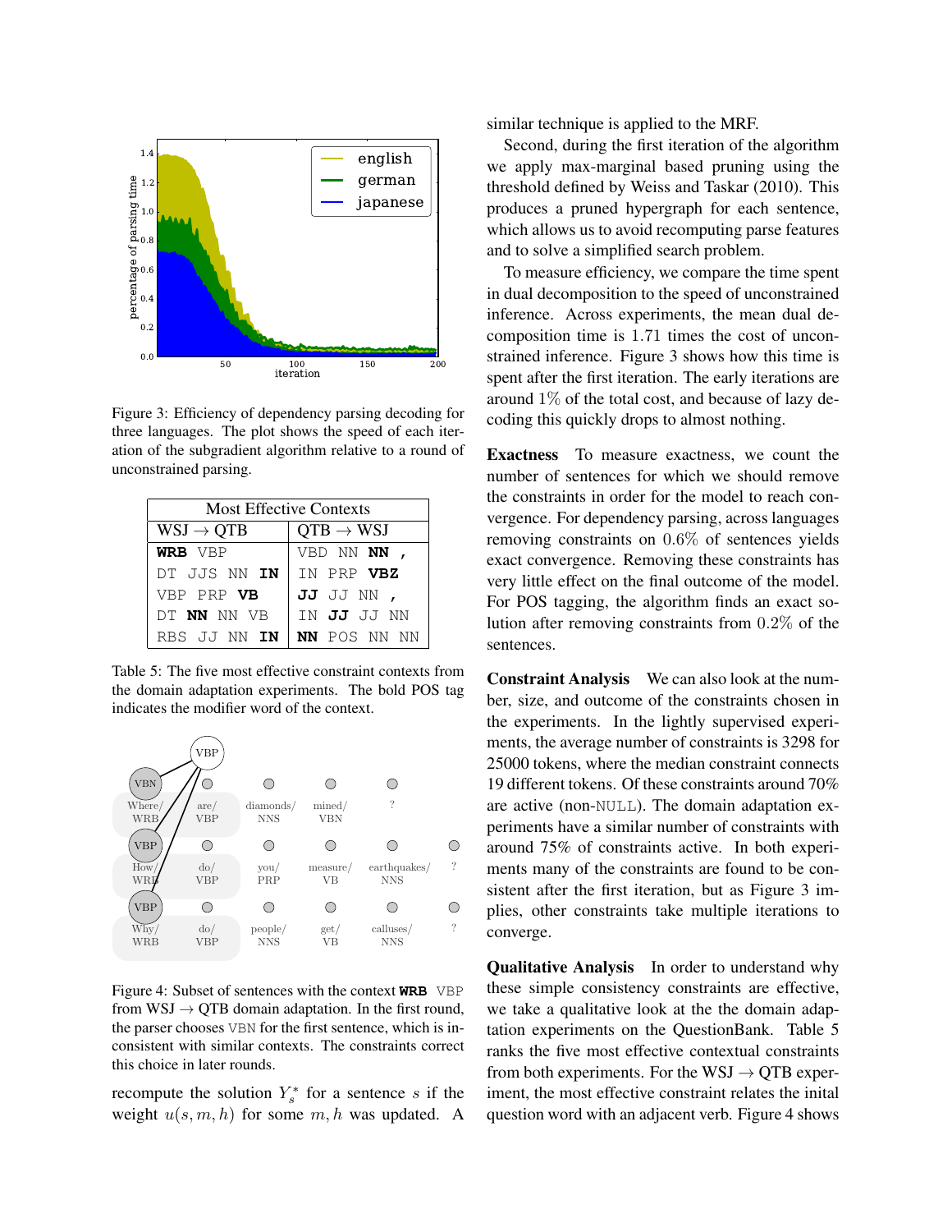Figure 3: Efficiency of dependency parsing decoding for three languages. The plot shows the speed of each iteration of the subgradient algorithm relative to a round of unconstrained parsing.

| Most Effective Contexts | |
|---|---|
| WSJ → QTB | QTB → WSJ |
| **WRB** VBP | VBD NN **NN** , |
| DT JJS NN **IN** | IN PRP **VBZ** |
| VBP PRP **VB** | **JJ** JJ NN , |
| DT **NN** NN VB | IN **JJ** JJ NN |
| RBS JJ NN **IN** | **NN** POS NN NN |

Table 5: The five most effective constraint contexts from the domain adaptation experiments. The bold POS tag indicates the modifier word of the context.

Figure 4: Subset of sentences with the context **WRB** VBP from WSJ → QTB domain adaptation. In the first round, the parser chooses VBN for the first sentence, which is inconsistent with similar contexts. The constraints correct this choice in later rounds.

recompute the solution $Y_s^*$ for a sentence $s$ if the weight $u(s, m, h)$ for some $m, h$ was updated. A similar technique is applied to the MRF.

Second, during the first iteration of the algorithm we apply max-marginal based pruning using the threshold defined by Weiss and Taskar (2010). This produces a pruned hypergraph for each sentence, which allows us to avoid recomputing parse features and to solve a simplified search problem.

To measure efficiency, we compare the time spent in dual decomposition to the speed of unconstrained inference. Across experiments, the mean dual decomposition time is 1.71 times the cost of unconstrained inference. Figure 3 shows how this time is spent after the first iteration. The early iterations are around 1% of the total cost, and because of lazy decoding this quickly drops to almost nothing.

**Exactness** To measure exactness, we count the number of sentences for which we should remove the constraints in order for the model to reach convergence. For dependency parsing, across languages removing constraints on 0.6% of sentences yields exact convergence. Removing these constraints has very little effect on the final outcome of the model. For POS tagging, the algorithm finds an exact solution after removing constraints from 0.2% of the sentences.

**Constraint Analysis** We can also look at the number, size, and outcome of the constraints chosen in the experiments. In the lightly supervised experiments, the average number of constraints is 3298 for 25000 tokens, where the median constraint connects 19 different tokens. Of these constraints around 70% are active (non-NULL). The domain adaptation experiments have a similar number of constraints with around 75% of constraints active. In both experiments many of the constraints are found to be consistent after the first iteration, but as Figure 3 implies, other constraints take multiple iterations to converge.

**Qualitative Analysis** In order to understand why these simple consistency constraints are effective, we take a qualitative look at the the domain adaptation experiments on the QuestionBank. Table 5 ranks the five most effective contextual constraints from both experiments. For the WSJ → QTB experiment, the most effective constraint relates the inital question word with an adjacent verb. Figure 4 shows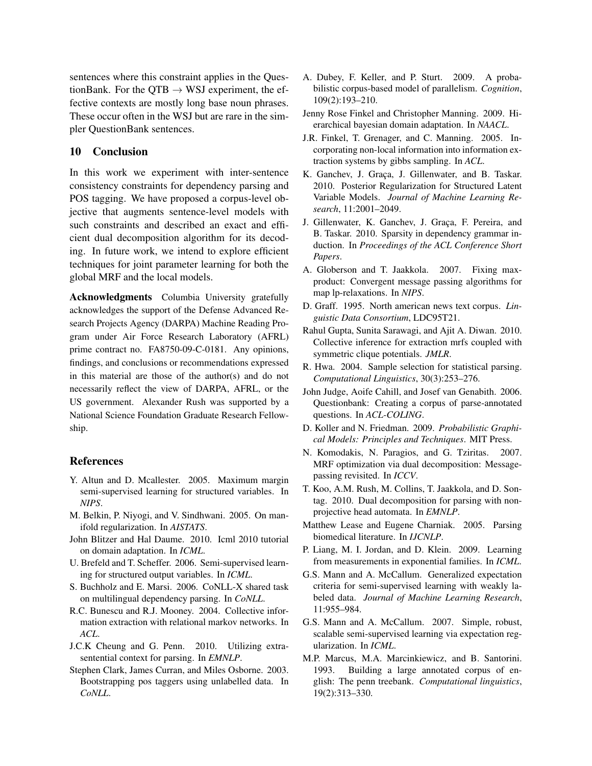sentences where this constraint applies in the QuestionBank. For the QTB $\rightarrow$ WSJ experiment, the effective contexts are mostly long base noun phrases. These occur often in the WSJ but are rare in the simpler QuestionBank sentences.

## 10 Conclusion

In this work we experiment with inter-sentence consistency constraints for dependency parsing and POS tagging. We have proposed a corpus-level objective that augments sentence-level models with such constraints and described an exact and efficient dual decomposition algorithm for its decoding. In future work, we intend to explore efficient techniques for joint parameter learning for both the global MRF and the local models.

**Acknowledgments** Columbia University gratefully acknowledges the support of the Defense Advanced Research Projects Agency (DARPA) Machine Reading Program under Air Force Research Laboratory (AFRL) prime contract no. FA8750-09-C-0181. Any opinions, findings, and conclusions or recommendations expressed in this material are those of the author(s) and do not necessarily reflect the view of DARPA, AFRL, or the US government. Alexander Rush was supported by a National Science Foundation Graduate Research Fellowship.

## References

Y. Altun and D. Mcallester. 2005. Maximum margin semi-supervised learning for structured variables. In *NIPS*.

M. Belkin, P. Niyogi, and V. Sindhwani. 2005. On manifold regularization. In *AISTATS*.

John Blitzer and Hal Daume. 2010. Icml 2010 tutorial on domain adaptation. In *ICML*.

U. Brefeld and T. Scheffer. 2006. Semi-supervised learning for structured output variables. In *ICML*.

S. Buchholz and E. Marsi. 2006. CoNLL-X shared task on multilingual dependency parsing. In *CoNLL*.

R.C. Bunescu and R.J. Mooney. 2004. Collective information extraction with relational markov networks. In *ACL*.

J.C.K Cheung and G. Penn. 2010. Utilizing extra-sentential context for parsing. In *EMNLP*.

Stephen Clark, James Curran, and Miles Osborne. 2003. Bootstrapping pos taggers using unlabelled data. In *CoNLL*.

A. Dubey, F. Keller, and P. Sturt. 2009. A probabilistic corpus-based model of parallelism. *Cognition*, 109(2):193–210.

Jenny Rose Finkel and Christopher Manning. 2009. Hierarchical bayesian domain adaptation. In *NAACL*.

J.R. Finkel, T. Grenager, and C. Manning. 2005. Incorporating non-local information into information extraction systems by gibbs sampling. In *ACL*.

K. Ganchev, J. Graça, J. Gillenwater, and B. Taskar. 2010. Posterior Regularization for Structured Latent Variable Models. *Journal of Machine Learning Research*, 11:2001–2049.

J. Gillenwater, K. Ganchev, J. Graça, F. Pereira, and B. Taskar. 2010. Sparsity in dependency grammar induction. In *Proceedings of the ACL Conference Short Papers*.

A. Globerson and T. Jaakkola. 2007. Fixing max-product: Convergent message passing algorithms for map lp-relaxations. In *NIPS*.

D. Graff. 1995. North american news text corpus. *Linguistic Data Consortium*, LDC95T21.

Rahul Gupta, Sunita Sarawagi, and Ajit A. Diwan. 2010. Collective inference for extraction mrfs coupled with symmetric clique potentials. *JMLR*.

R. Hwa. 2004. Sample selection for statistical parsing. *Computational Linguistics*, 30(3):253–276.

John Judge, Aoife Cahill, and Josef van Genabith. 2006. Questionbank: Creating a corpus of parse-annotated questions. In *ACL-COLING*.

D. Koller and N. Friedman. 2009. *Probabilistic Graphical Models: Principles and Techniques*. MIT Press.

N. Komodakis, N. Paragios, and G. Tziritas. 2007. MRF optimization via dual decomposition: Message-passing revisited. In *ICCV*.

T. Koo, A.M. Rush, M. Collins, T. Jaakkola, and D. Sontag. 2010. Dual decomposition for parsing with non-projective head automata. In *EMNLP*.

Matthew Lease and Eugene Charniak. 2005. Parsing biomedical literature. In *IJCNLP*.

P. Liang, M. I. Jordan, and D. Klein. 2009. Learning from measurements in exponential families. In *ICML*.

G.S. Mann and A. McCallum. Generalized expectation criteria for semi-supervised learning with weakly labeled data. *Journal of Machine Learning Research*, 11:955–984.

G.S. Mann and A. McCallum. 2007. Simple, robust, scalable semi-supervised learning via expectation regularization. In *ICML*.

M.P. Marcus, M.A. Marcinkiewicz, and B. Santorini. 1993. Building a large annotated corpus of english: The penn treebank. *Computational linguistics*, 19(2):313–330.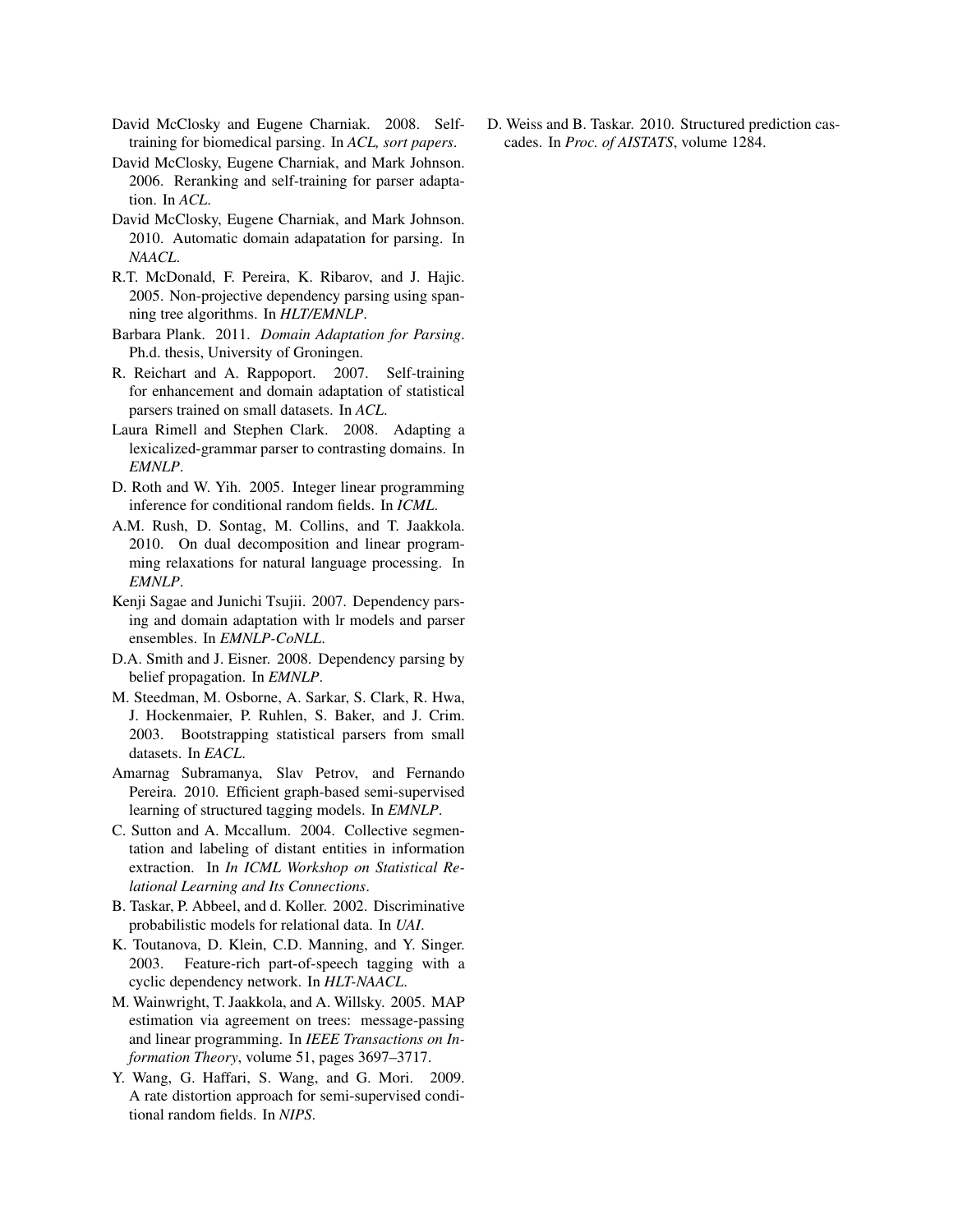David McClosky and Eugene Charniak. 2008. Self-training for biomedical parsing. In *ACL, sort papers*.

David McClosky, Eugene Charniak, and Mark Johnson. 2006. Reranking and self-training for parser adaptation. In *ACL*.

David McClosky, Eugene Charniak, and Mark Johnson. 2010. Automatic domain adapatation for parsing. In *NAACL*.

R.T. McDonald, F. Pereira, K. Ribarov, and J. Hajic. 2005. Non-projective dependency parsing using spanning tree algorithms. In *HLT/EMNLP*.

Barbara Plank. 2011. *Domain Adaptation for Parsing*. Ph.d. thesis, University of Groningen.

R. Reichart and A. Rappoport. 2007. Self-training for enhancement and domain adaptation of statistical parsers trained on small datasets. In *ACL*.

Laura Rimell and Stephen Clark. 2008. Adapting a lexicalized-grammar parser to contrasting domains. In *EMNLP*.

D. Roth and W. Yih. 2005. Integer linear programming inference for conditional random fields. In *ICML*.

A.M. Rush, D. Sontag, M. Collins, and T. Jaakkola. 2010. On dual decomposition and linear programming relaxations for natural language processing. In *EMNLP*.

Kenji Sagae and Junichi Tsujii. 2007. Dependency parsing and domain adaptation with lr models and parser ensembles. In *EMNLP-CoNLL*.

D.A. Smith and J. Eisner. 2008. Dependency parsing by belief propagation. In *EMNLP*.

M. Steedman, M. Osborne, A. Sarkar, S. Clark, R. Hwa, J. Hockenmaier, P. Ruhlen, S. Baker, and J. Crim. 2003. Bootstrapping statistical parsers from small datasets. In *EACL*.

Amarnag Subramanya, Slav Petrov, and Fernando Pereira. 2010. Efficient graph-based semi-supervised learning of structured tagging models. In *EMNLP*.

C. Sutton and A. Mccallum. 2004. Collective segmentation and labeling of distant entities in information extraction. In *In ICML Workshop on Statistical Relational Learning and Its Connections*.

B. Taskar, P. Abbeel, and d. Koller. 2002. Discriminative probabilistic models for relational data. In *UAI*.

K. Toutanova, D. Klein, C.D. Manning, and Y. Singer. 2003. Feature-rich part-of-speech tagging with a cyclic dependency network. In *HLT-NAACL*.

M. Wainwright, T. Jaakkola, and A. Willsky. 2005. MAP estimation via agreement on trees: message-passing and linear programming. In *IEEE Transactions on Information Theory*, volume 51, pages 3697–3717.

Y. Wang, G. Haffari, S. Wang, and G. Mori. 2009. A rate distortion approach for semi-supervised conditional random fields. In *NIPS*.

D. Weiss and B. Taskar. 2010. Structured prediction cascades. In *Proc. of AISTATS*, volume 1284.